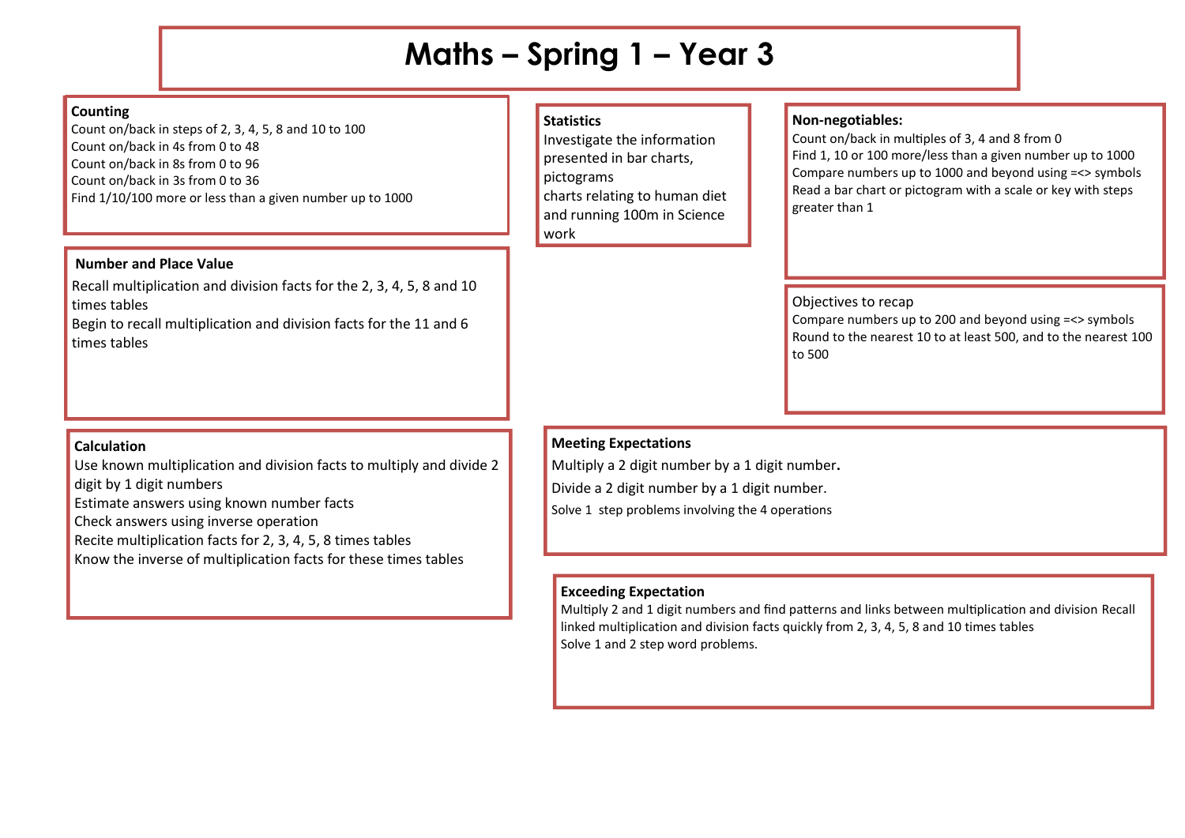# Maths – Spring 1 – Year 3

## Counting

Count on/back in steps of 2, 3, 4, 5, 8 and 10 to 100
Count on/back in 4s from 0 to 48
Count on/back in 8s from 0 to 96
Count on/back in 3s from 0 to 36
Find 1/10/100 more or less than a given number up to 1000

## Number and Place Value

Recall multiplication and division facts for the 2, 3, 4, 5, 8 and 10 times tables
Begin to recall multiplication and division facts for the 11 and 6 times tables

## Calculation

Use known multiplication and division facts to multiply and divide 2 digit by 1 digit numbers
Estimate answers using known number facts
Check answers using inverse operation
Recite multiplication facts for 2, 3, 4, 5, 8 times tables
Know the inverse of multiplication facts for these times tables

## Statistics

Investigate the information presented in bar charts, pictograms
charts relating to human diet and running 100m in Science work

## Non-negotiables:

Count on/back in multiples of 3, 4 and 8 from 0
Find 1, 10 or 100 more/less than a given number up to 1000
Compare numbers up to 1000 and beyond using =<> symbols
Read a bar chart or pictogram with a scale or key with steps greater than 1

## Objectives to recap

Compare numbers up to 200 and beyond using =<> symbols
Round to the nearest 10 to at least 500, and to the nearest 100 to 500

## Meeting Expectations

Multiply a 2 digit number by a 1 digit number.
Divide a 2 digit number by a 1 digit number.
Solve 1 step problems involving the 4 operations

## Exceeding Expectation

Multiply 2 and 1 digit numbers and find patterns and links between multiplication and division Recall linked multiplication and division facts quickly from 2, 3, 4, 5, 8 and 10 times tables
Solve 1 and 2 step word problems.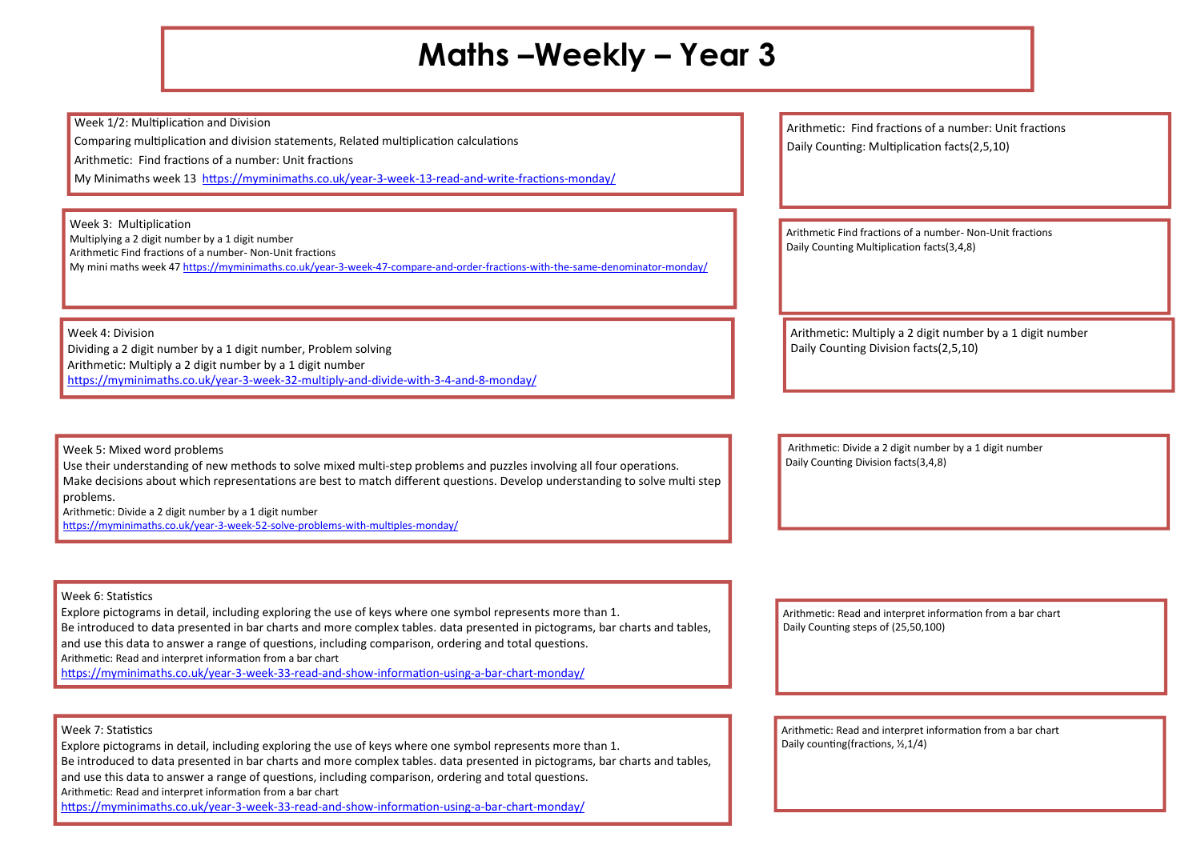# Maths –Weekly – Year 3

Week 1/2: Multiplication and Division

Comparing multiplication and division statements, Related multiplication calculations

Arithmetic: Find fractions of a number: Unit fractions

My Minimaths week 13 https://myminimaths.co.uk/year-3-week-13-read-and-write-fractions-monday/

Arithmetic: Find fractions of a number: Unit fractions

Daily Counting: Multiplication facts(2,5,10)

Week 3: Multiplication

Multiplying a 2 digit number by a 1 digit number

Arithmetic Find fractions of a number- Non-Unit fractions

My mini maths week 47 https://myminimaths.co.uk/year-3-week-47-compare-and-order-fractions-with-the-same-denominator-monday/

Arithmetic Find fractions of a number- Non-Unit fractions

Daily Counting Multiplication facts(3,4,8)

Week 4: Division

Dividing a 2 digit number by a 1 digit number, Problem solving

Arithmetic: Multiply a 2 digit number by a 1 digit number

https://myminimaths.co.uk/year-3-week-32-multiply-and-divide-with-3-4-and-8-monday/

Arithmetic: Multiply a 2 digit number by a 1 digit number

Daily Counting Division facts(2,5,10)

Week 5: Mixed word problems

Use their understanding of new methods to solve mixed multi-step problems and puzzles involving all four operations. Make decisions about which representations are best to match different questions. Develop understanding to solve multi step problems.

Arithmetic: Divide a 2 digit number by a 1 digit number

https://myminimaths.co.uk/year-3-week-52-solve-problems-with-multiples-monday/

Arithmetic: Divide a 2 digit number by a 1 digit number

Daily Counting Division facts(3,4,8)

Week 6: Statistics

Explore pictograms in detail, including exploring the use of keys where one symbol represents more than 1.

Be introduced to data presented in bar charts and more complex tables. data presented in pictograms, bar charts and tables, and use this data to answer a range of questions, including comparison, ordering and total questions.

Arithmetic: Read and interpret information from a bar chart

https://myminimaths.co.uk/year-3-week-33-read-and-show-information-using-a-bar-chart-monday/

Arithmetic: Read and interpret information from a bar chart

Daily Counting steps of (25,50,100)

Week 7: Statistics

Explore pictograms in detail, including exploring the use of keys where one symbol represents more than 1.

Be introduced to data presented in bar charts and more complex tables. data presented in pictograms, bar charts and tables, and use this data to answer a range of questions, including comparison, ordering and total questions.

Arithmetic: Read and interpret information from a bar chart

https://myminimaths.co.uk/year-3-week-33-read-and-show-information-using-a-bar-chart-monday/

Arithmetic: Read and interpret information from a bar chart

Daily counting(fractions, ½,1/4)